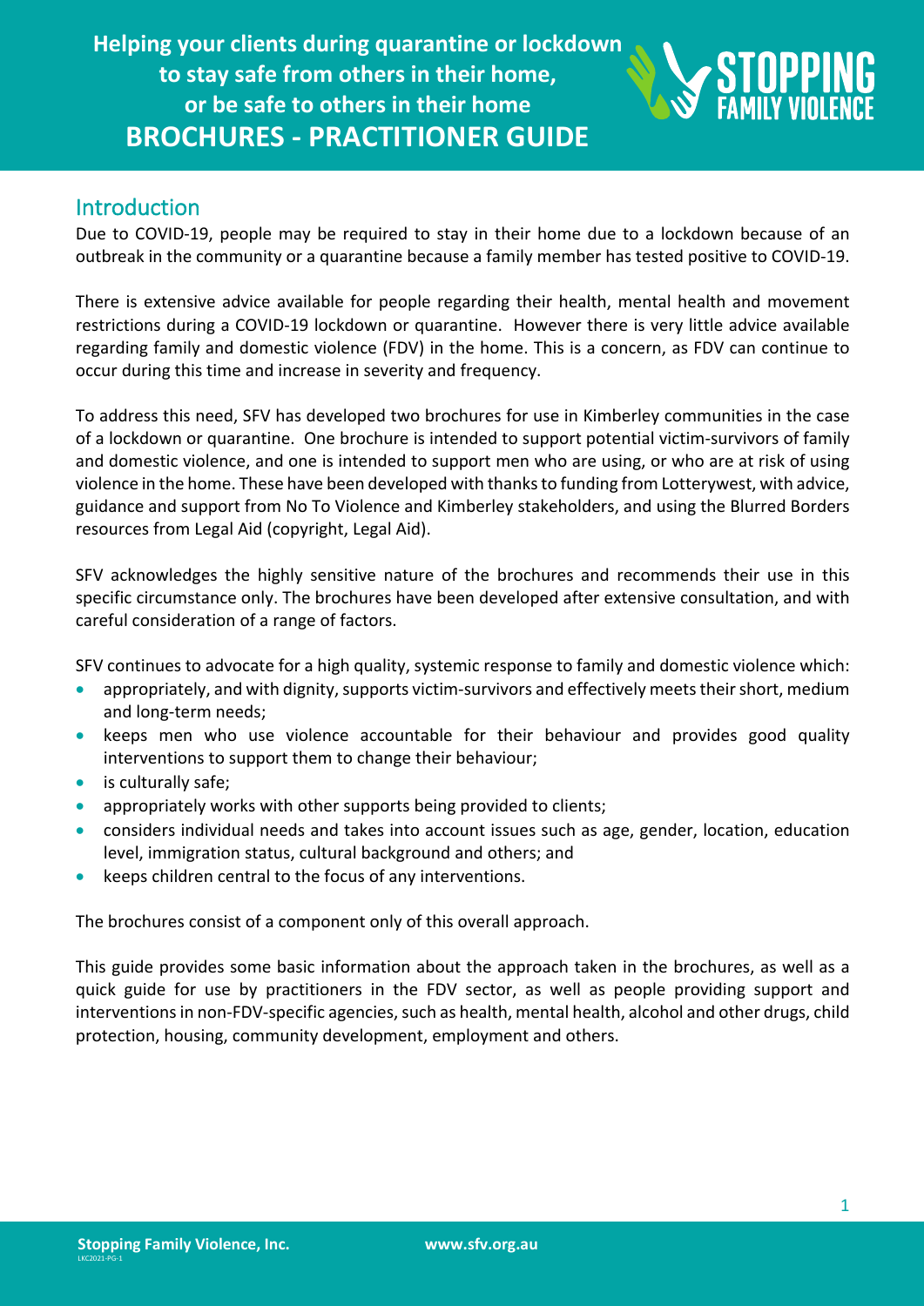# Helping your clients during quarantine or lockdown to stay safe from others in their home, or be safe to others in their home

# BROCHURES - PRACTITIONER GUIDE

## Introduction

Due to COVID-19, people may be required to stay in their home due to a lockdown because of an outbreak in the community or a quarantine because a family member has tested positive to COVID-19.

There is extensive advice available for people regarding their health, mental health and movement restrictions during a COVID-19 lockdown or quarantine. However there is very little advice available regarding family and domestic violence (FDV) in the home. This is a concern, as FDV can continue to occur during this time and increase in severity and frequency.

To address this need, SFV has developed two brochures for use in Kimberley communities in the case of a lockdown or quarantine. One brochure is intended to support potential victim-survivors of family and domestic violence, and one is intended to support men who are using, or who are at risk of using violence in the home. These have been developed with thanks to funding from Lotterywest, with advice, guidance and support from No To Violence and Kimberley stakeholders, and using the Blurred Borders resources from Legal Aid (copyright, Legal Aid).

SFV acknowledges the highly sensitive nature of the brochures and recommends their use in this specific circumstance only. The brochures have been developed after extensive consultation, and with careful consideration of a range of factors.

SFV continues to advocate for a high quality, systemic response to family and domestic violence which:

- appropriately, and with dignity, supports victim-survivors and effectively meets their short, medium and long-term needs;
- keeps men who use violence accountable for their behaviour and provides good quality interventions to support them to change their behaviour;
- is culturally safe;
- appropriately works with other supports being provided to clients;
- considers individual needs and takes into account issues such as age, gender, location, education level, immigration status, cultural background and others; and
- keeps children central to the focus of any interventions.

The brochures consist of a component only of this overall approach.

This guide provides some basic information about the approach taken in the brochures, as well as a quick guide for use by practitioners in the FDV sector, as well as people providing support and interventions in non-FDV-specific agencies, such as health, mental health, alcohol and other drugs, child protection, housing, community development, employment and others.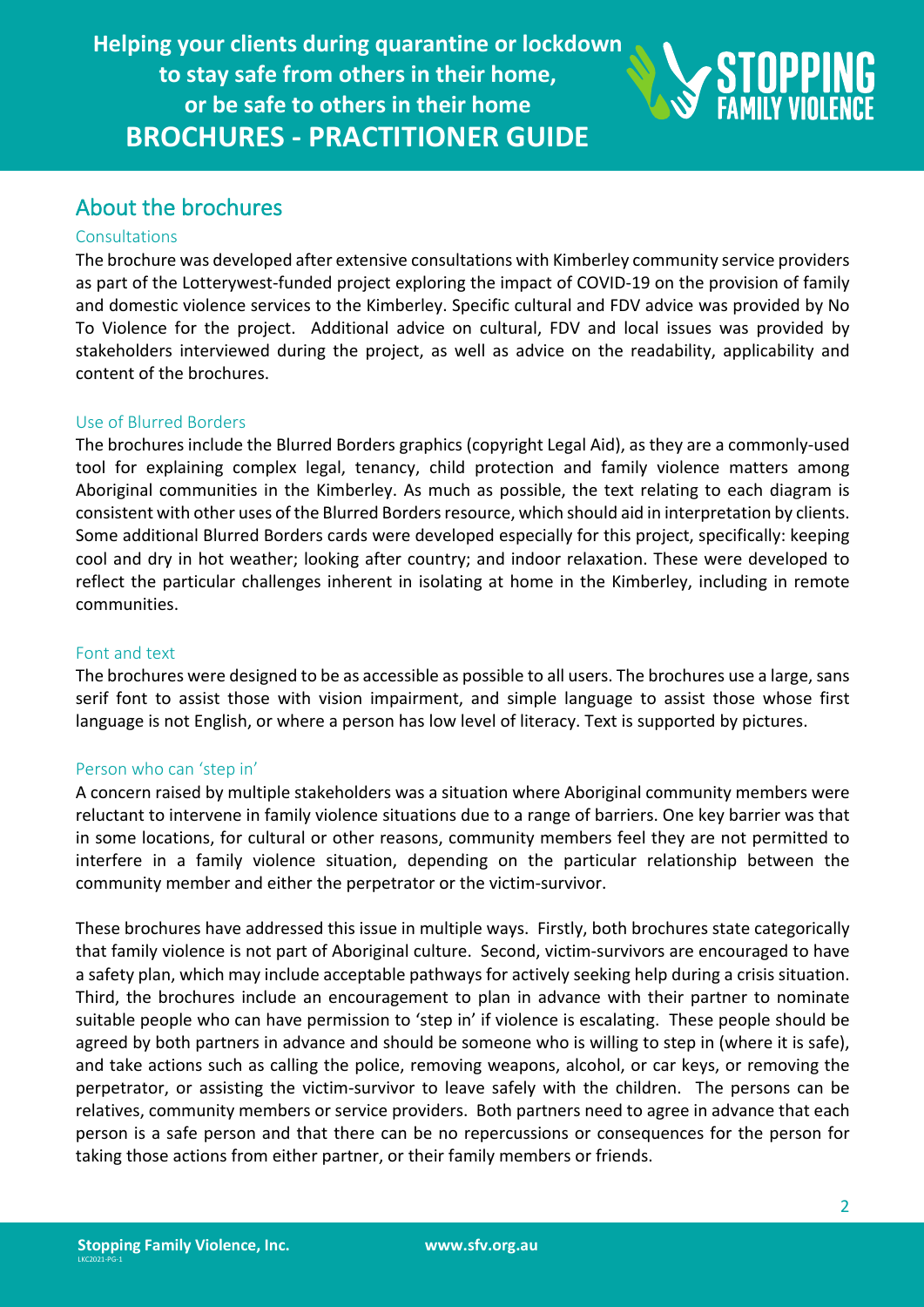# Helping your clients during quarantine or lockdown to stay safe from others in their home, or be safe to others in their home

# BROCHURES - PRACTITIONER GUIDE

## About the brochures

### Consultations

The brochure was developed after extensive consultations with Kimberley community service providers as part of the Lotterywest-funded project exploring the impact of COVID-19 on the provision of family and domestic violence services to the Kimberley. Specific cultural and FDV advice was provided by No To Violence for the project. Additional advice on cultural, FDV and local issues was provided by stakeholders interviewed during the project, as well as advice on the readability, applicability and content of the brochures.

### Use of Blurred Borders

The brochures include the Blurred Borders graphics (copyright Legal Aid), as they are a commonly-used tool for explaining complex legal, tenancy, child protection and family violence matters among Aboriginal communities in the Kimberley. As much as possible, the text relating to each diagram is consistent with other uses of the Blurred Borders resource, which should aid in interpretation by clients. Some additional Blurred Borders cards were developed especially for this project, specifically: keeping cool and dry in hot weather; looking after country; and indoor relaxation. These were developed to reflect the particular challenges inherent in isolating at home in the Kimberley, including in remote communities.

### Font and text

The brochures were designed to be as accessible as possible to all users. The brochures use a large, sans serif font to assist those with vision impairment, and simple language to assist those whose first language is not English, or where a person has low level of literacy. Text is supported by pictures.

### Person who can 'step in'

A concern raised by multiple stakeholders was a situation where Aboriginal community members were reluctant to intervene in family violence situations due to a range of barriers. One key barrier was that in some locations, for cultural or other reasons, community members feel they are not permitted to interfere in a family violence situation, depending on the particular relationship between the community member and either the perpetrator or the victim-survivor.

These brochures have addressed this issue in multiple ways. Firstly, both brochures state categorically that family violence is not part of Aboriginal culture. Second, victim-survivors are encouraged to have a safety plan, which may include acceptable pathways for actively seeking help during a crisis situation. Third, the brochures include an encouragement to plan in advance with their partner to nominate suitable people who can have permission to 'step in' if violence is escalating. These people should be agreed by both partners in advance and should be someone who is willing to step in (where it is safe), and take actions such as calling the police, removing weapons, alcohol, or car keys, or removing the perpetrator, or assisting the victim-survivor to leave safely with the children. The persons can be relatives, community members or service providers. Both partners need to agree in advance that each person is a safe person and that there can be no repercussions or consequences for the person for taking those actions from either partner, or their family members or friends.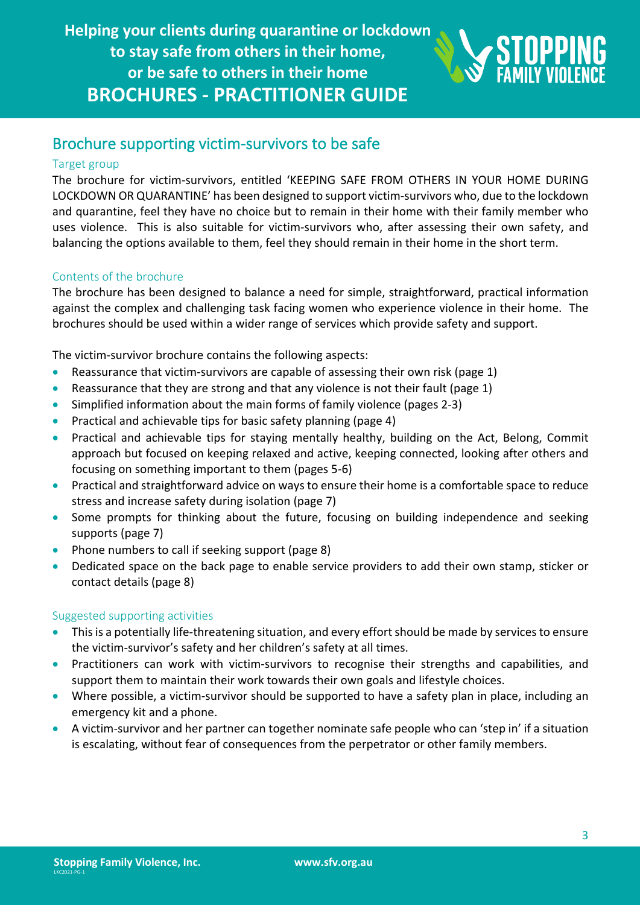## Brochure supporting victim-survivors to be safe

### Target group

The brochure for victim-survivors, entitled 'KEEPING SAFE FROM OTHERS IN YOUR HOME DURING LOCKDOWN OR QUARANTINE' has been designed to support victim-survivors who, due to the lockdown and quarantine, feel they have no choice but to remain in their home with their family member who uses violence. This is also suitable for victim-survivors who, after assessing their own safety, and balancing the options available to them, feel they should remain in their home in the short term.

### Contents of the brochure

The brochure has been designed to balance a need for simple, straightforward, practical information against the complex and challenging task facing women who experience violence in their home. The brochures should be used within a wider range of services which provide safety and support.

The victim-survivor brochure contains the following aspects:

- Reassurance that victim-survivors are capable of assessing their own risk (page 1)
- Reassurance that they are strong and that any violence is not their fault (page 1)
- Simplified information about the main forms of family violence (pages 2-3)
- Practical and achievable tips for basic safety planning (page 4)
- Practical and achievable tips for staying mentally healthy, building on the Act, Belong, Commit approach but focused on keeping relaxed and active, keeping connected, looking after others and focusing on something important to them (pages 5-6)
- Practical and straightforward advice on ways to ensure their home is a comfortable space to reduce stress and increase safety during isolation (page 7)
- Some prompts for thinking about the future, focusing on building independence and seeking supports (page 7)
- Phone numbers to call if seeking support (page 8)
- Dedicated space on the back page to enable service providers to add their own stamp, sticker or contact details (page 8)

### Suggested supporting activities

- This is a potentially life-threatening situation, and every effort should be made by services to ensure the victim-survivor's safety and her children's safety at all times.
- Practitioners can work with victim-survivors to recognise their strengths and capabilities, and support them to maintain their work towards their own goals and lifestyle choices.
- Where possible, a victim-survivor should be supported to have a safety plan in place, including an emergency kit and a phone.
- A victim-survivor and her partner can together nominate safe people who can 'step in' if a situation is escalating, without fear of consequences from the perpetrator or other family members.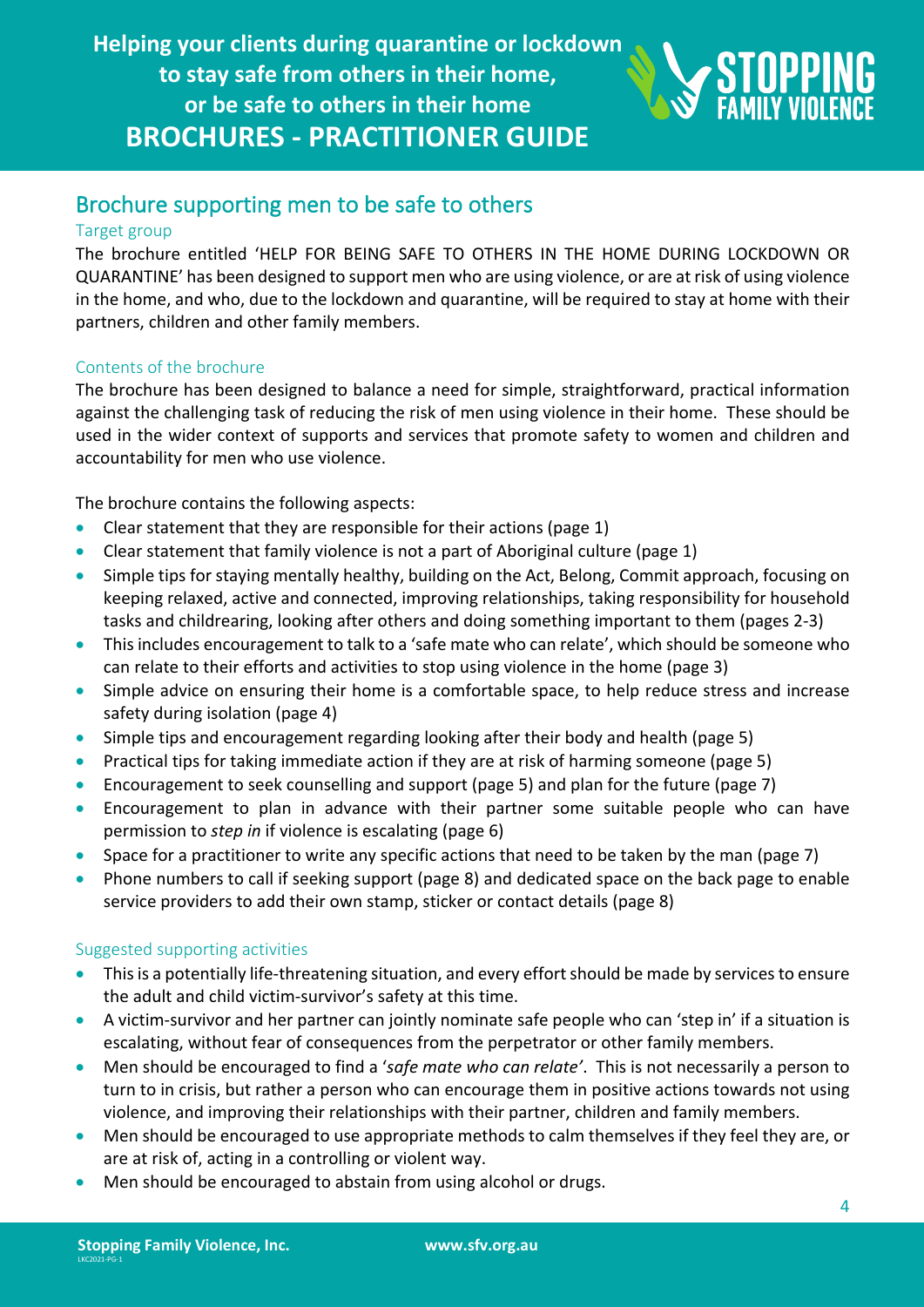# Helping your clients during quarantine or lockdown to stay safe from others in their home, or be safe to others in their home

# BROCHURES - PRACTITIONER GUIDE

## Brochure supporting men to be safe to others

### Target group

The brochure entitled 'HELP FOR BEING SAFE TO OTHERS IN THE HOME DURING LOCKDOWN OR QUARANTINE' has been designed to support men who are using violence, or are at risk of using violence in the home, and who, due to the lockdown and quarantine, will be required to stay at home with their partners, children and other family members.

### Contents of the brochure

The brochure has been designed to balance a need for simple, straightforward, practical information against the challenging task of reducing the risk of men using violence in their home. These should be used in the wider context of supports and services that promote safety to women and children and accountability for men who use violence.

The brochure contains the following aspects:

- Clear statement that they are responsible for their actions (page 1)
- Clear statement that family violence is not a part of Aboriginal culture (page 1)
- Simple tips for staying mentally healthy, building on the Act, Belong, Commit approach, focusing on keeping relaxed, active and connected, improving relationships, taking responsibility for household tasks and childrearing, looking after others and doing something important to them (pages 2-3)
- This includes encouragement to talk to a 'safe mate who can relate', which should be someone who can relate to their efforts and activities to stop using violence in the home (page 3)
- Simple advice on ensuring their home is a comfortable space, to help reduce stress and increase safety during isolation (page 4)
- Simple tips and encouragement regarding looking after their body and health (page 5)
- Practical tips for taking immediate action if they are at risk of harming someone (page 5)
- Encouragement to seek counselling and support (page 5) and plan for the future (page 7)
- Encouragement to plan in advance with their partner some suitable people who can have permission to *step in* if violence is escalating (page 6)
- Space for a practitioner to write any specific actions that need to be taken by the man (page 7)
- Phone numbers to call if seeking support (page 8) and dedicated space on the back page to enable service providers to add their own stamp, sticker or contact details (page 8)

### Suggested supporting activities

- This is a potentially life-threatening situation, and every effort should be made by services to ensure the adult and child victim-survivor's safety at this time.
- A victim-survivor and her partner can jointly nominate safe people who can 'step in' if a situation is escalating, without fear of consequences from the perpetrator or other family members.
- Men should be encouraged to find a '*safe mate who can relate'*. This is not necessarily a person to turn to in crisis, but rather a person who can encourage them in positive actions towards not using violence, and improving their relationships with their partner, children and family members.
- Men should be encouraged to use appropriate methods to calm themselves if they feel they are, or are at risk of, acting in a controlling or violent way.
- Men should be encouraged to abstain from using alcohol or drugs.